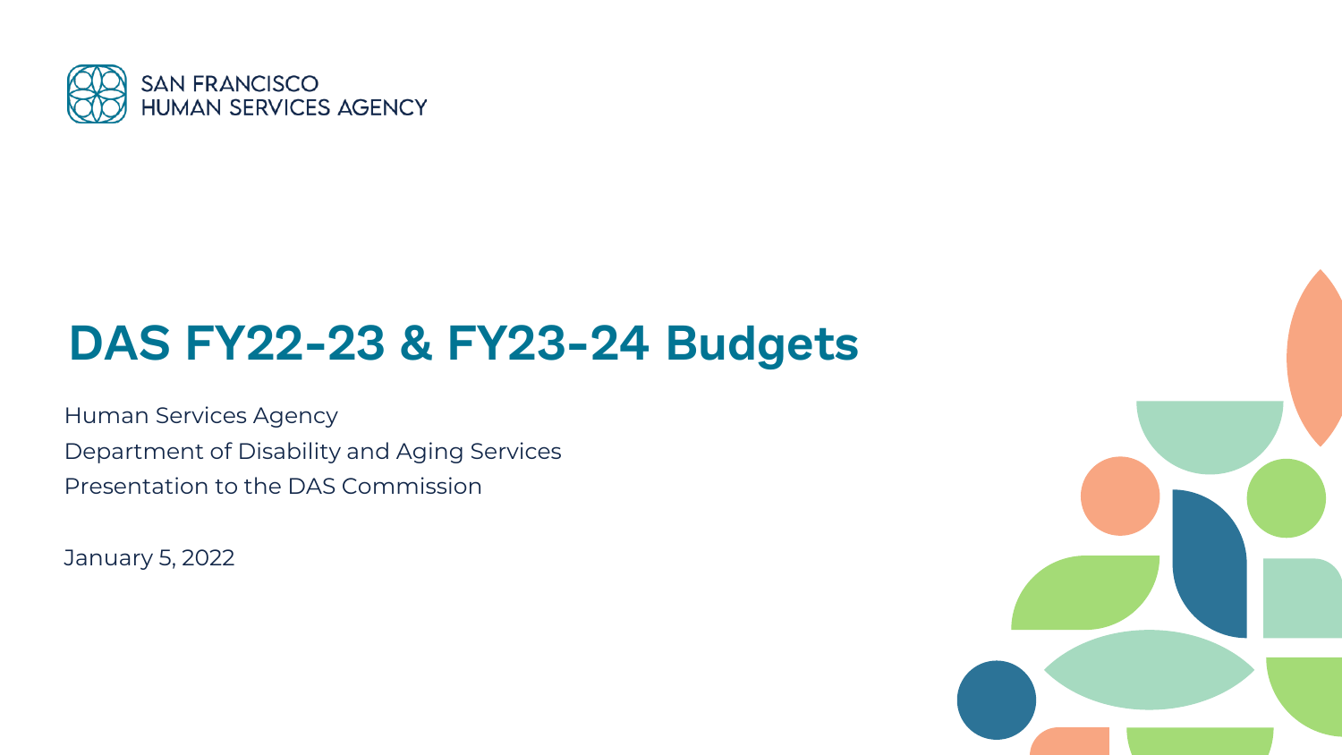SAN FRANCISCO
HUMAN SERVICES AGENCY

# DAS FY22-23 & FY23-24 Budgets

Human Services Agency
Department of Disability and Aging Services
Presentation to the DAS Commission

January 5, 2022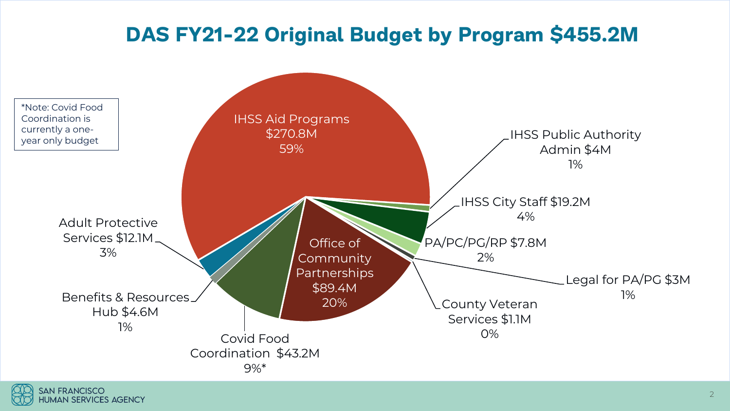# DAS FY21-22 Original Budget by Program $455.2M

*Note: Covid Food Coordination is currently a one-year only budget

| Program | Budget | Percent |
| --- | --- | --- |
| IHSS Aid Programs | $270.8M | 59% |
| IHSS Public Authority Admin | $4M | 1% |
| IHSS City Staff | $19.2M | 4% |
| PA/PC/PG/RP | $7.8M | 2% |
| Legal for PA/PG | $3M | 1% |
| County Veteran Services | $1.1M | 0% |
| Office of Community Partnerships | $89.4M | 20% |
| Covid Food Coordination | $43.2M | 9%* |
| Benefits & Resources Hub | $4.6M | 1% |
| Adult Protective Services | $12.1M | 3% |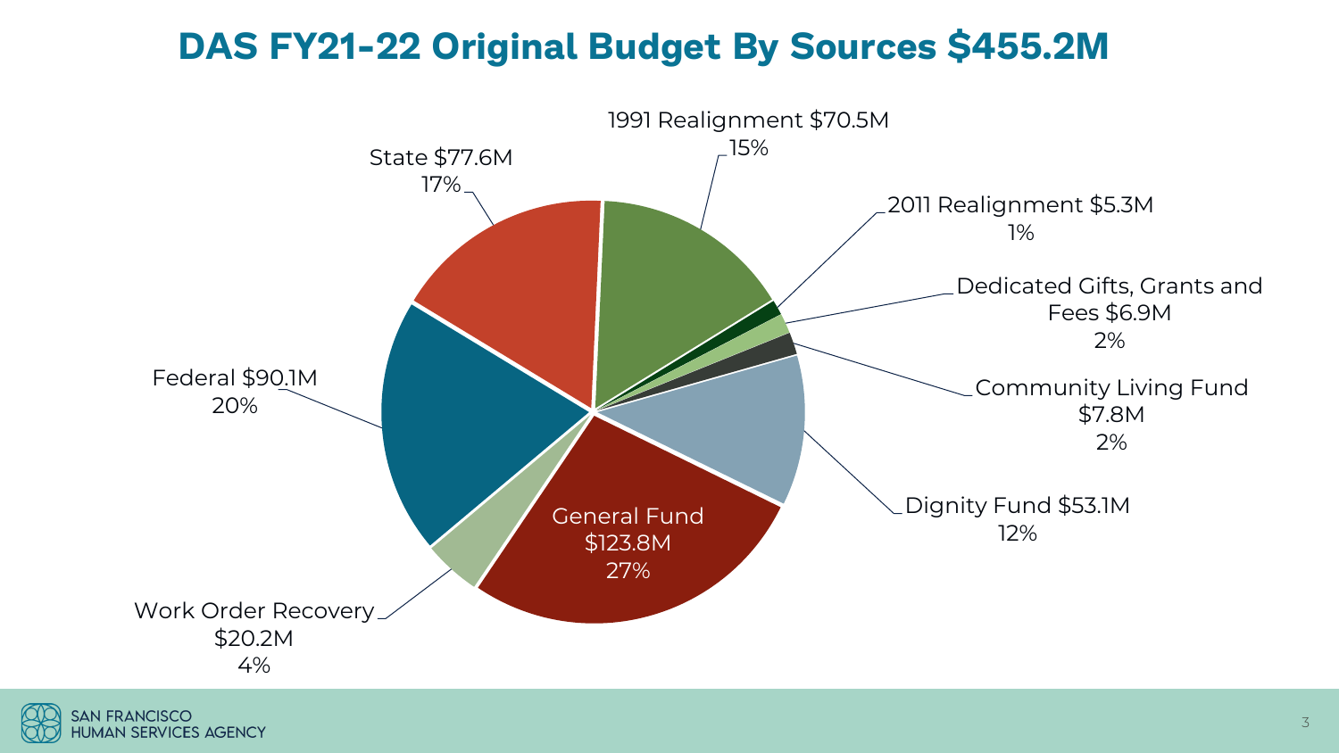# DAS FY21-22 Original Budget By Sources $455.2M

| Source | Amount | Percent |
|---|---|---|
| General Fund | $123.8M | 27% |
| Federal | $90.1M | 20% |
| State | $77.6M | 17% |
| 1991 Realignment | $70.5M | 15% |
| Dignity Fund | $53.1M | 12% |
| Work Order Recovery | $20.2M | 4% |
| Community Living Fund | $7.8M | 2% |
| Dedicated Gifts, Grants and Fees | $6.9M | 2% |
| 2011 Realignment | $5.3M | 1% |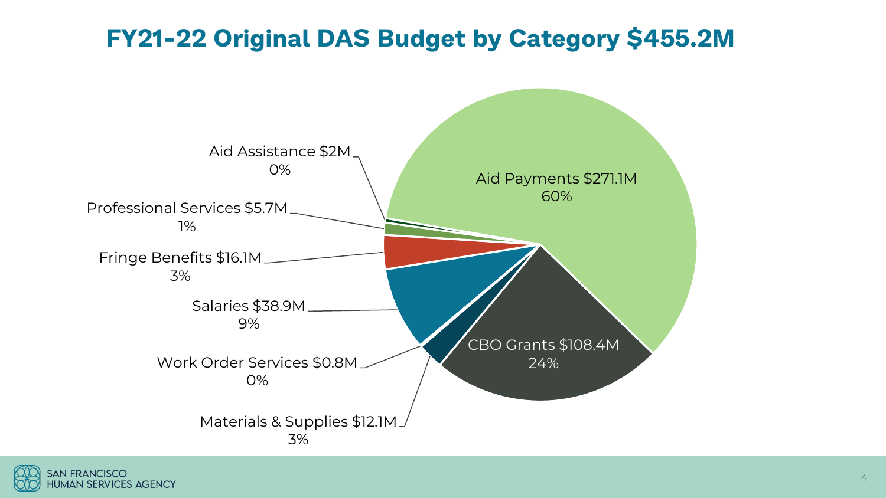# FY21-22 Original DAS Budget by Category $455.2M

Aid Payments $271.1M
60%

CBO Grants $108.4M
24%

Materials & Supplies $12.1M
3%

Work Order Services $0.8M
0%

Salaries $38.9M
9%

Fringe Benefits $16.1M
3%

Professional Services $5.7M
1%

Aid Assistance $2M
0%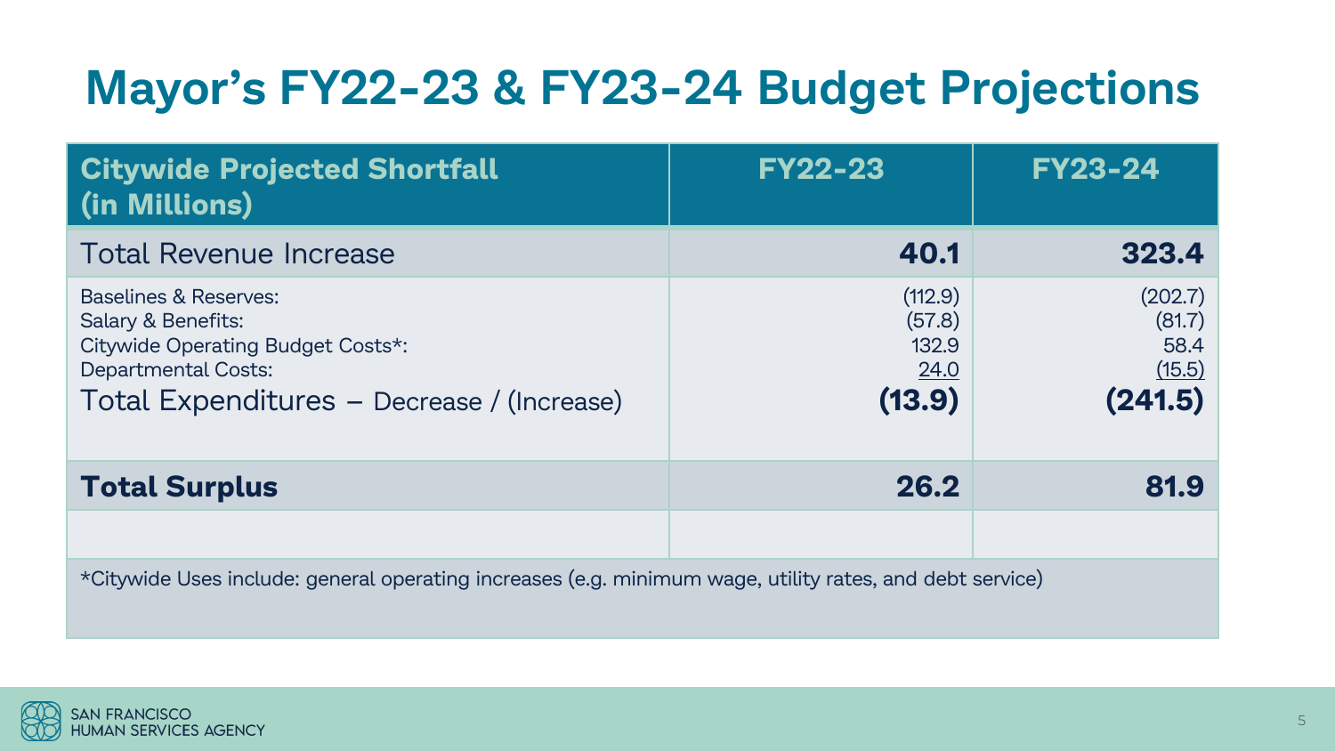# Mayor's FY22-23 & FY23-24 Budget Projections

| Citywide Projected Shortfall (in Millions) | FY22-23 | FY23-24 |
|---|---|---|
| Total Revenue Increase | **40.1** | **323.4** |
| Baselines & Reserves: | (112.9) | (202.7) |
| Salary & Benefits: | (57.8) | (81.7) |
| Citywide Operating Budget Costs*: | 132.9 | 58.4 |
| Departmental Costs: | 24.0 | (15.5) |
| Total Expenditures – Decrease / (Increase) | **(13.9)** | **(241.5)** |
| **Total Surplus** | **26.2** | **81.9** |
| | | |

*Citywide Uses include: general operating increases (e.g. minimum wage, utility rates, and debt service)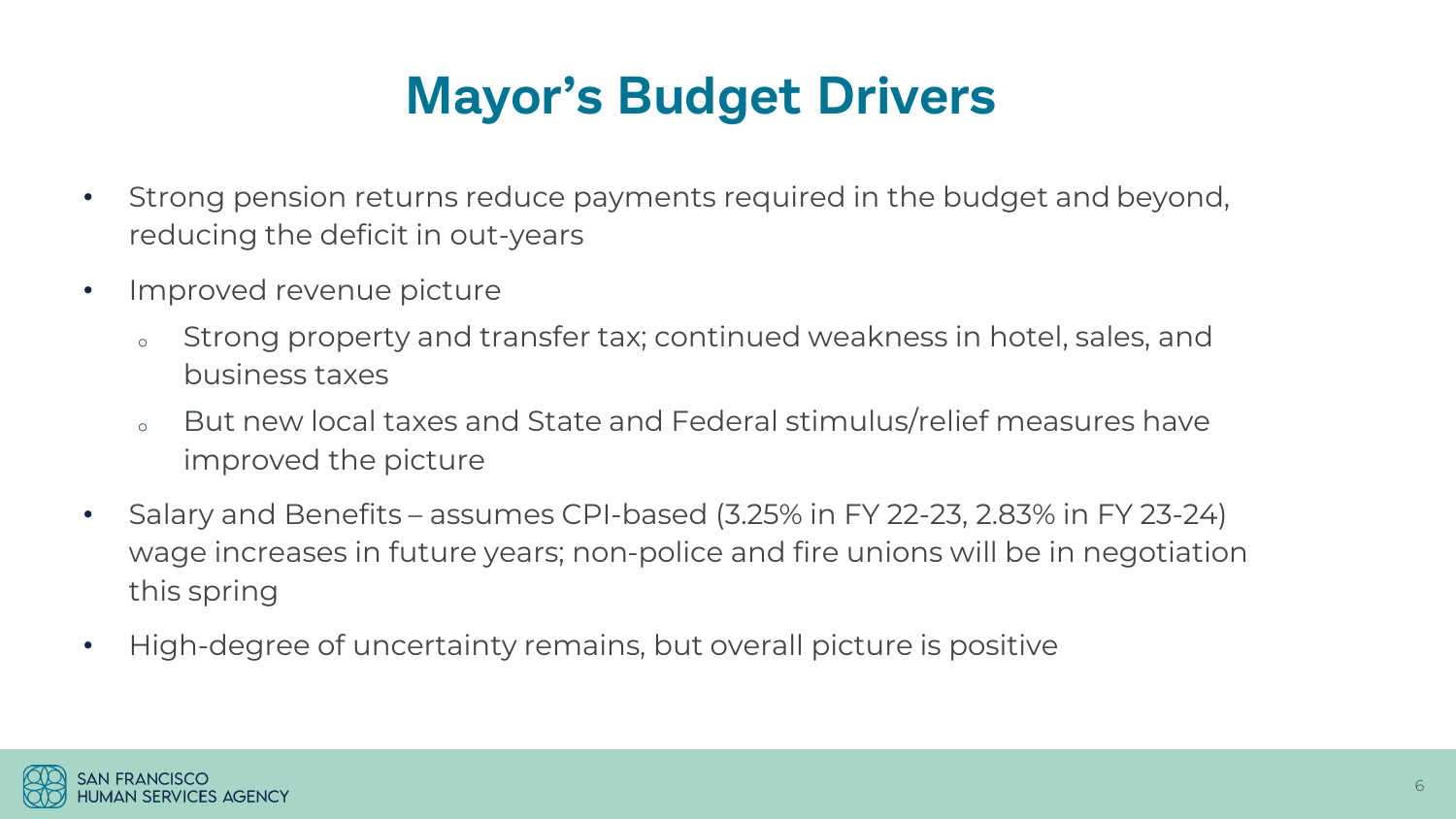# Mayor's Budget Drivers

- Strong pension returns reduce payments required in the budget and beyond, reducing the deficit in out-years
- Improved revenue picture
  - Strong property and transfer tax; continued weakness in hotel, sales, and business taxes
  - But new local taxes and State and Federal stimulus/relief measures have improved the picture
- Salary and Benefits – assumes CPI-based (3.25% in FY 22-23, 2.83% in FY 23-24) wage increases in future years; non-police and fire unions will be in negotiation this spring
- High-degree of uncertainty remains, but overall picture is positive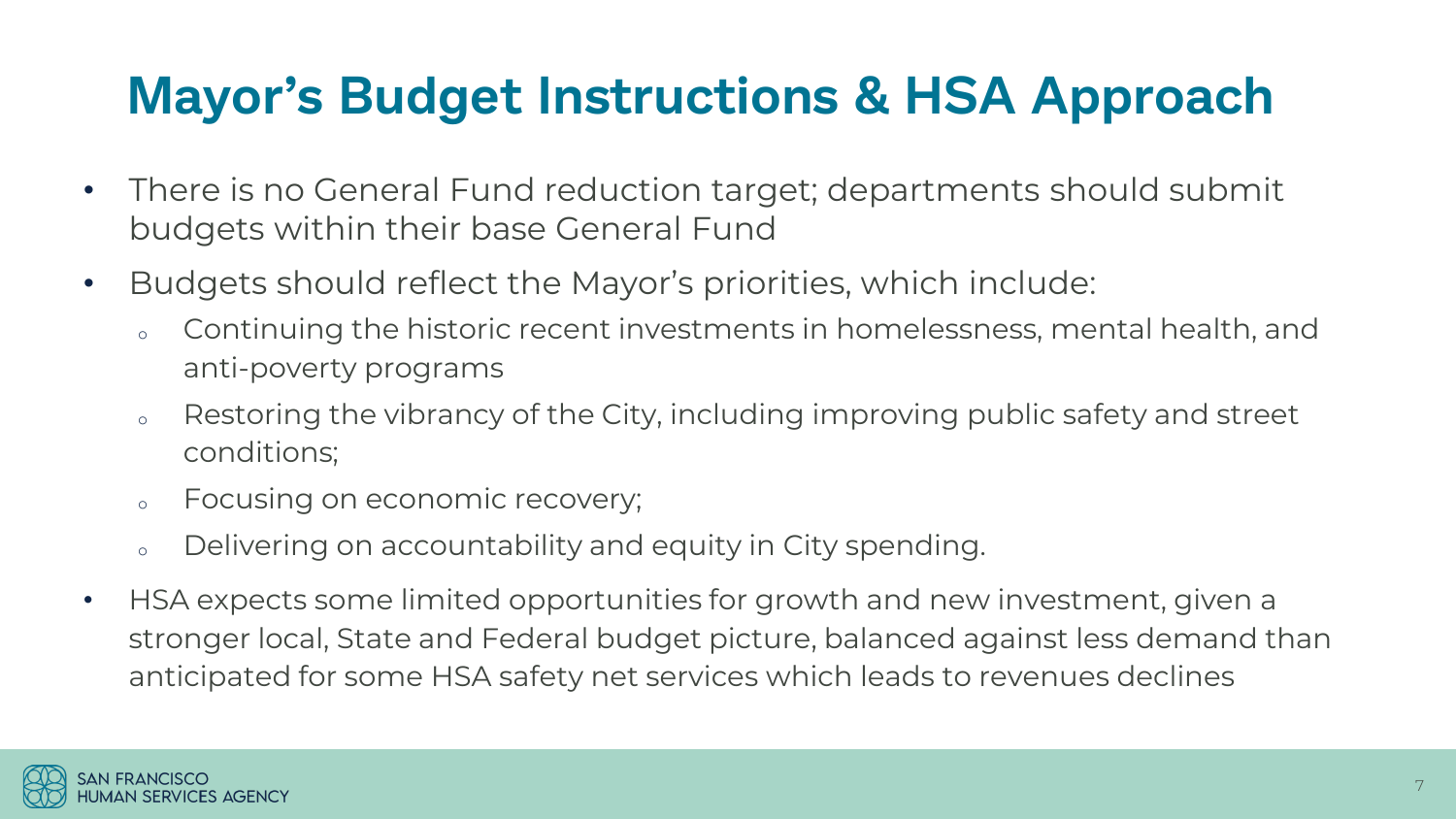# Mayor's Budget Instructions & HSA Approach

- There is no General Fund reduction target; departments should submit budgets within their base General Fund
- Budgets should reflect the Mayor's priorities, which include:
  - Continuing the historic recent investments in homelessness, mental health, and anti-poverty programs
  - Restoring the vibrancy of the City, including improving public safety and street conditions;
  - Focusing on economic recovery;
  - Delivering on accountability and equity in City spending.
- HSA expects some limited opportunities for growth and new investment, given a stronger local, State and Federal budget picture, balanced against less demand than anticipated for some HSA safety net services which leads to revenues declines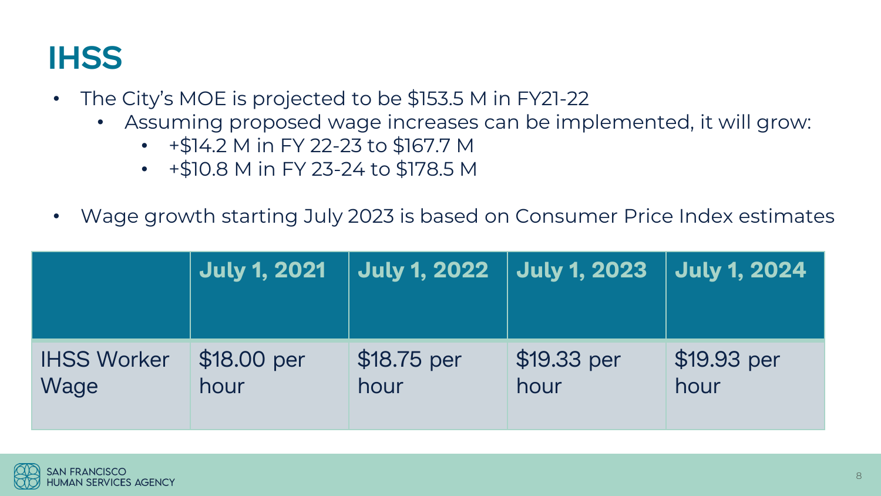# IHSS

- The City's MOE is projected to be $153.5 M in FY21-22
  - Assuming proposed wage increases can be implemented, it will grow:
    - +$14.2 M in FY 22-23 to $167.7 M
    - +$10.8 M in FY 23-24 to $178.5 M
- Wage growth starting July 2023 is based on Consumer Price Index estimates

| | July 1, 2021 | July 1, 2022 | July 1, 2023 | July 1, 2024 |
|---|---|---|---|---|
| IHSS Worker Wage | $18.00 per hour | $18.75 per hour | $19.33 per hour | $19.93 per hour |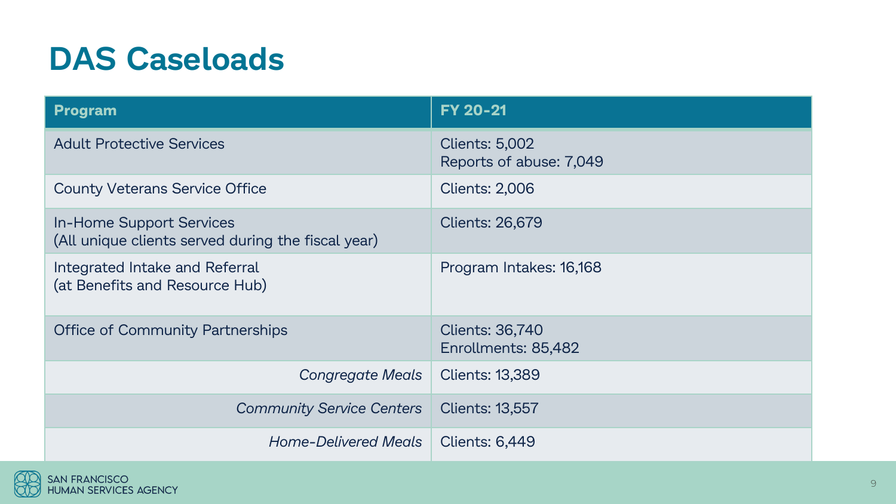# DAS Caseloads

| Program | FY 20-21 |
|---|---|
| Adult Protective Services | Clients: 5,002<br>Reports of abuse: 7,049 |
| County Veterans Service Office | Clients: 2,006 |
| In-Home Support Services<br>(All unique clients served during the fiscal year) | Clients: 26,679 |
| Integrated Intake and Referral<br>(at Benefits and Resource Hub) | Program Intakes: 16,168 |
| Office of Community Partnerships | Clients: 36,740<br>Enrollments: 85,482 |
| *Congregate Meals* | Clients: 13,389 |
| *Community Service Centers* | Clients: 13,557 |
| *Home-Delivered Meals* | Clients: 6,449 |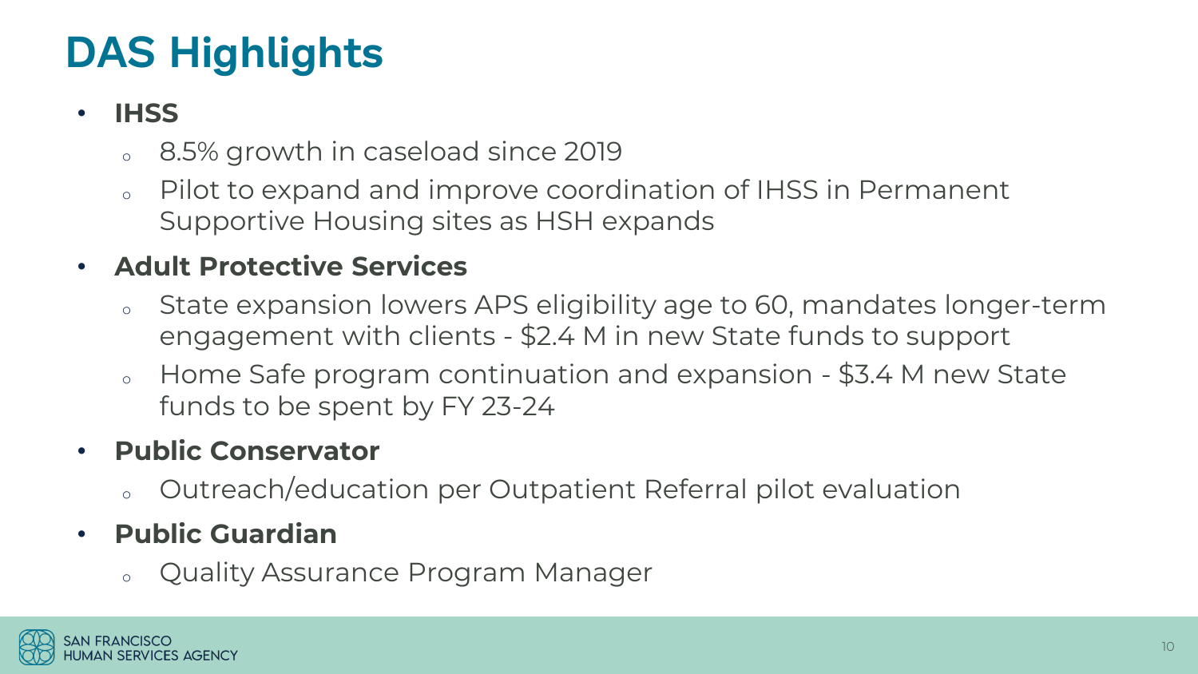# DAS Highlights

- **IHSS**
  - 8.5% growth in caseload since 2019
  - Pilot to expand and improve coordination of IHSS in Permanent Supportive Housing sites as HSH expands
- **Adult Protective Services**
  - State expansion lowers APS eligibility age to 60, mandates longer-term engagement with clients - $2.4 M in new State funds to support
  - Home Safe program continuation and expansion - $3.4 M new State funds to be spent by FY 23-24
- **Public Conservator**
  - Outreach/education per Outpatient Referral pilot evaluation
- **Public Guardian**
  - Quality Assurance Program Manager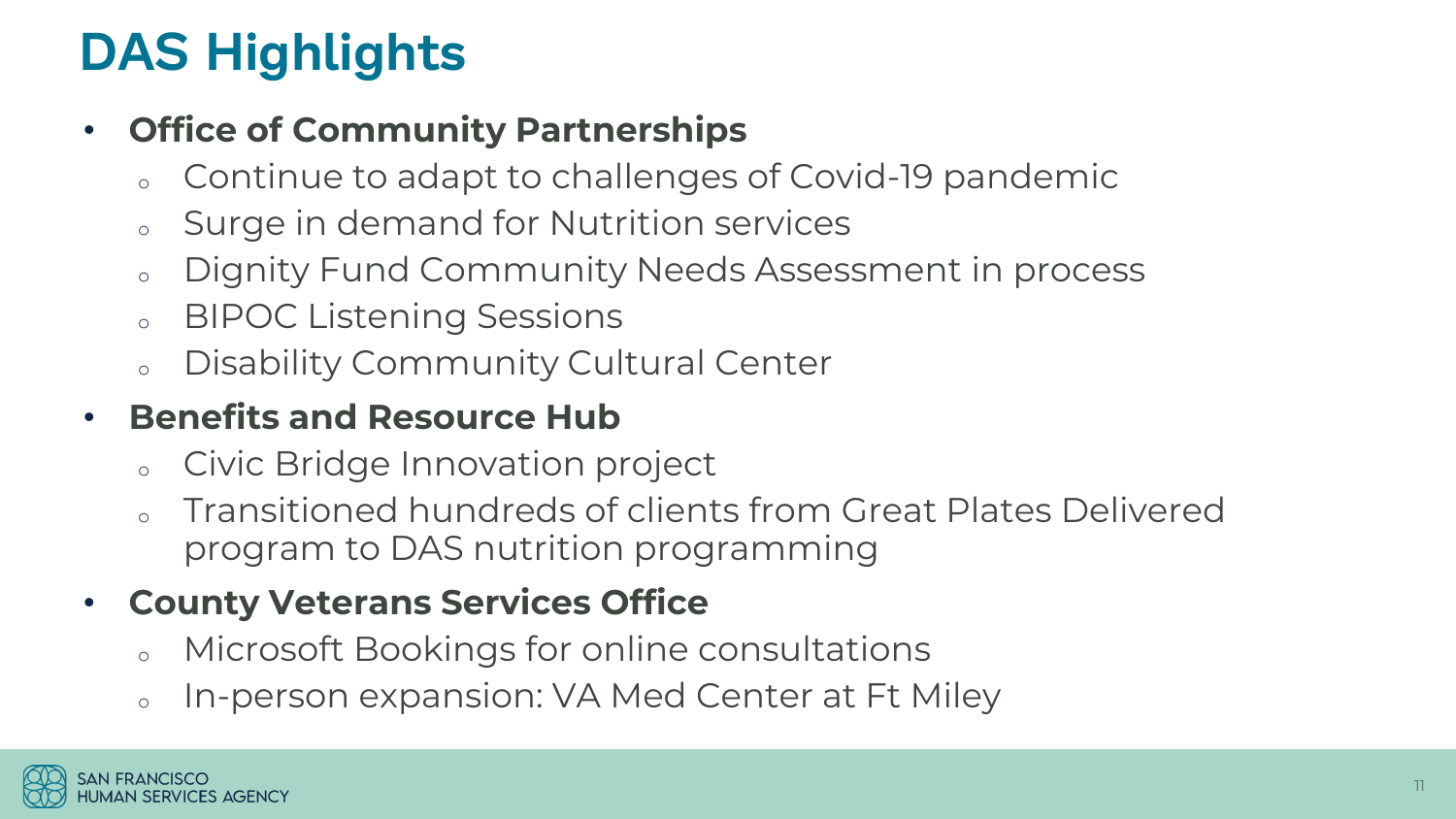# DAS Highlights

- **Office of Community Partnerships**
  - Continue to adapt to challenges of Covid-19 pandemic
  - Surge in demand for Nutrition services
  - Dignity Fund Community Needs Assessment in process
  - BIPOC Listening Sessions
  - Disability Community Cultural Center
- **Benefits and Resource Hub**
  - Civic Bridge Innovation project
  - Transitioned hundreds of clients from Great Plates Delivered program to DAS nutrition programming
- **County Veterans Services Office**
  - Microsoft Bookings for online consultations
  - In-person expansion: VA Med Center at Ft Miley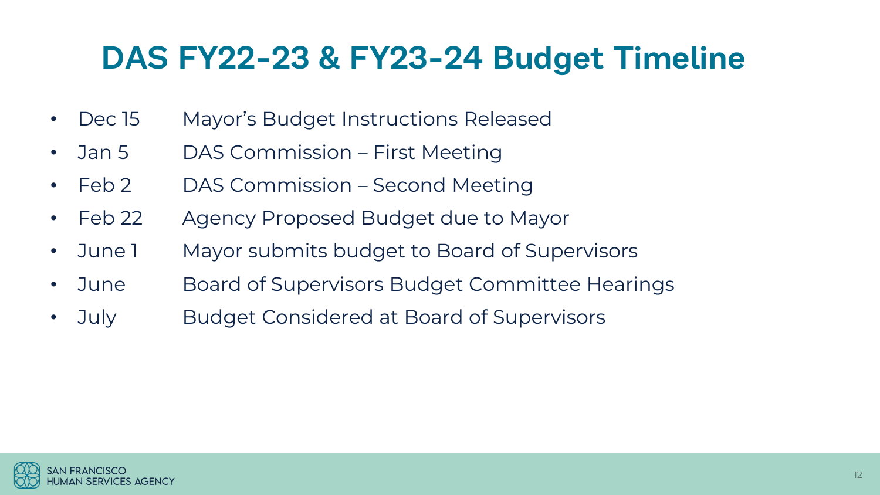# DAS FY22-23 & FY23-24 Budget Timeline

- Dec 15 Mayor's Budget Instructions Released
- Jan 5 DAS Commission – First Meeting
- Feb 2 DAS Commission – Second Meeting
- Feb 22 Agency Proposed Budget due to Mayor
- June 1 Mayor submits budget to Board of Supervisors
- June Board of Supervisors Budget Committee Hearings
- July Budget Considered at Board of Supervisors